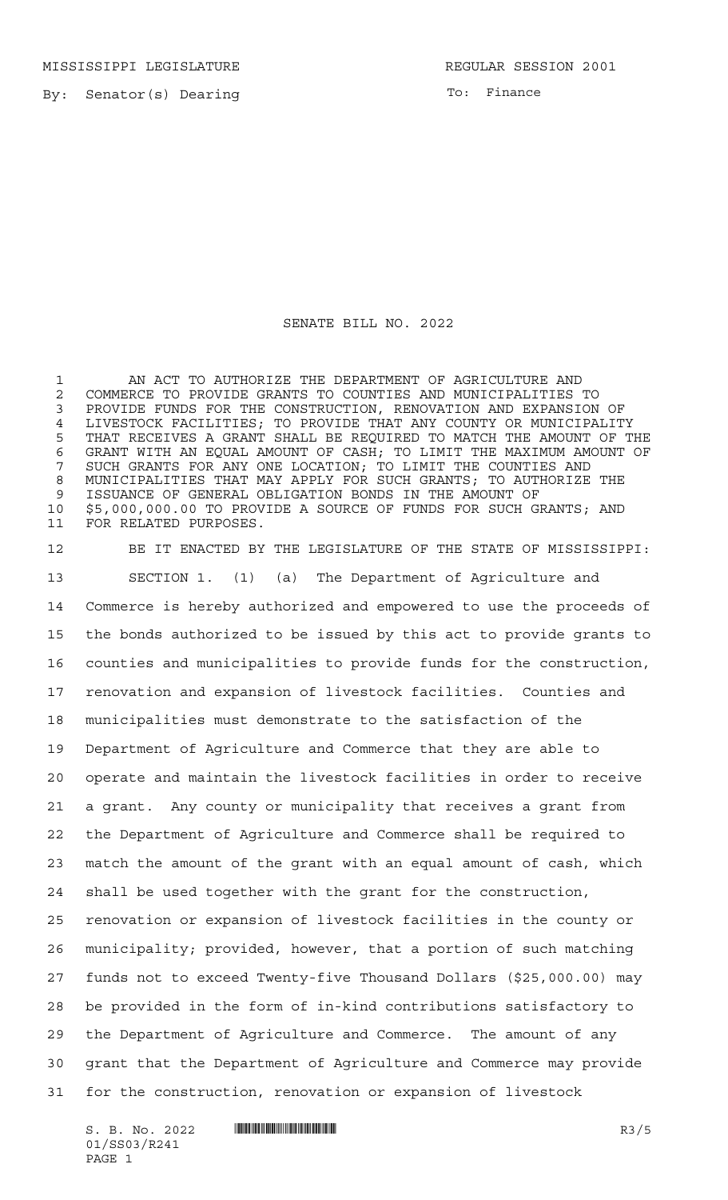MISSISSIPPI LEGISLATURE REGULAR SESSION 2001

By: Senator(s) Dearing

To: Finance

# SENATE BILL NO. 2022

AN ACT TO AUTHORIZE THE DEPARTMENT OF AGRICULTURE AND COMMERCE TO PROVIDE GRANTS TO COUNTIES AND MUNICIPALITIES TO PROVIDE FUNDS FOR THE CONSTRUCTION, RENOVATION AND EXPANSION OF LIVESTOCK FACILITIES; TO PROVIDE THAT ANY COUNTY OR MUNICIPALITY THAT RECEIVES A GRANT SHALL BE REQUIRED TO MATCH THE AMOUNT OF THE GRANT WITH AN EQUAL AMOUNT OF CASH; TO LIMIT THE MAXIMUM AMOUNT OF SUCH GRANTS FOR ANY ONE LOCATION; TO LIMIT THE COUNTIES AND MUNICIPALITIES THAT MAY APPLY FOR SUCH GRANTS; TO AUTHORIZE THE ISSUANCE OF GENERAL OBLIGATION BONDS IN THE AMOUNT OF $5,000,000.00 TO PROVIDE A SOURCE OF FUNDS FOR SUCH GRANTS; AND FOR RELATED PURPOSES.

BE IT ENACTED BY THE LEGISLATURE OF THE STATE OF MISSISSIPPI:

SECTION 1. (1) (a) The Department of Agriculture and Commerce is hereby authorized and empowered to use the proceeds of the bonds authorized to be issued by this act to provide grants to counties and municipalities to provide funds for the construction, renovation and expansion of livestock facilities. Counties and municipalities must demonstrate to the satisfaction of the Department of Agriculture and Commerce that they are able to operate and maintain the livestock facilities in order to receive a grant. Any county or municipality that receives a grant from the Department of Agriculture and Commerce shall be required to match the amount of the grant with an equal amount of cash, which shall be used together with the grant for the construction, renovation or expansion of livestock facilities in the county or municipality; provided, however, that a portion of such matching funds not to exceed Twenty-five Thousand Dollars ($25,000.00) may be provided in the form of in-kind contributions satisfactory to the Department of Agriculture and Commerce. The amount of any grant that the Department of Agriculture and Commerce may provide for the construction, renovation or expansion of livestock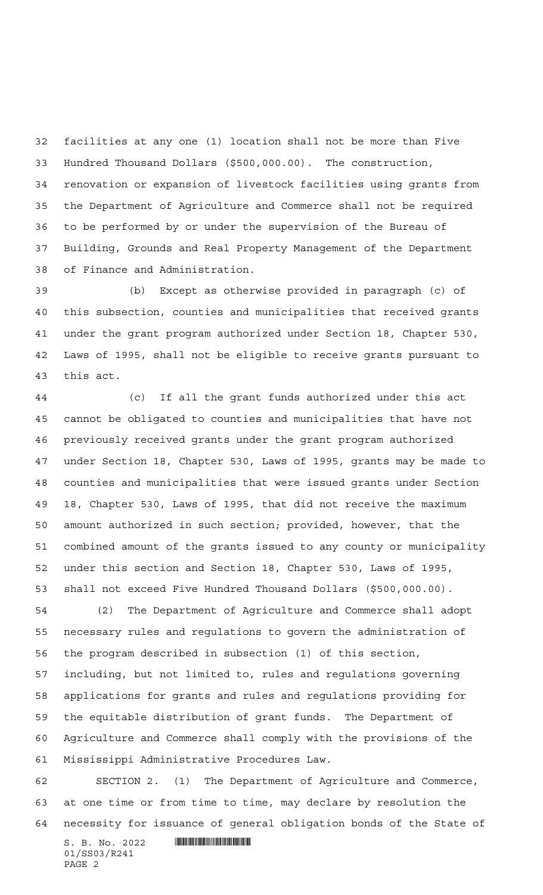facilities at any one (1) location shall not be more than Five Hundred Thousand Dollars ($500,000.00). The construction, renovation or expansion of livestock facilities using grants from the Department of Agriculture and Commerce shall not be required to be performed by or under the supervision of the Bureau of Building, Grounds and Real Property Management of the Department of Finance and Administration.

(b) Except as otherwise provided in paragraph (c) of this subsection, counties and municipalities that received grants under the grant program authorized under Section 18, Chapter 530, Laws of 1995, shall not be eligible to receive grants pursuant to this act.

(c) If all the grant funds authorized under this act cannot be obligated to counties and municipalities that have not previously received grants under the grant program authorized under Section 18, Chapter 530, Laws of 1995, grants may be made to counties and municipalities that were issued grants under Section 18, Chapter 530, Laws of 1995, that did not receive the maximum amount authorized in such section; provided, however, that the combined amount of the grants issued to any county or municipality under this section and Section 18, Chapter 530, Laws of 1995, shall not exceed Five Hundred Thousand Dollars ($500,000.00).

(2) The Department of Agriculture and Commerce shall adopt necessary rules and regulations to govern the administration of the program described in subsection (1) of this section, including, but not limited to, rules and regulations governing applications for grants and rules and regulations providing for the equitable distribution of grant funds. The Department of Agriculture and Commerce shall comply with the provisions of the Mississippi Administrative Procedures Law.

SECTION 2. (1) The Department of Agriculture and Commerce, at one time or from time to time, may declare by resolution the necessity for issuance of general obligation bonds of the State of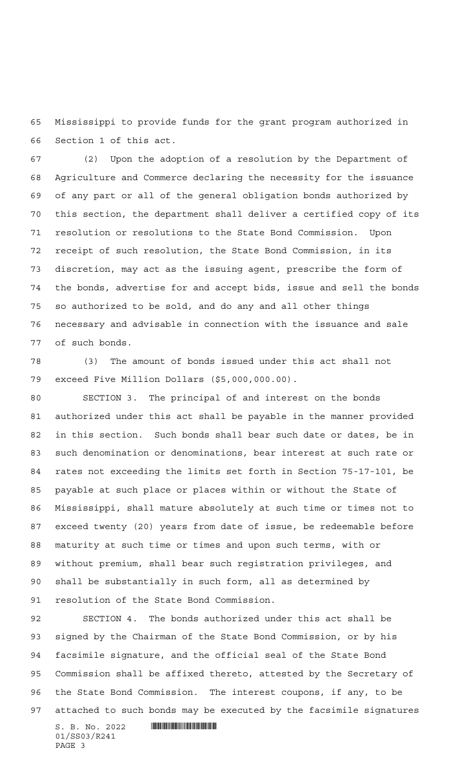Mississippi to provide funds for the grant program authorized in Section 1 of this act.

(2) Upon the adoption of a resolution by the Department of Agriculture and Commerce declaring the necessity for the issuance of any part or all of the general obligation bonds authorized by this section, the department shall deliver a certified copy of its resolution or resolutions to the State Bond Commission. Upon receipt of such resolution, the State Bond Commission, in its discretion, may act as the issuing agent, prescribe the form of the bonds, advertise for and accept bids, issue and sell the bonds so authorized to be sold, and do any and all other things necessary and advisable in connection with the issuance and sale of such bonds.

(3) The amount of bonds issued under this act shall not exceed Five Million Dollars ($5,000,000.00).

SECTION 3. The principal of and interest on the bonds authorized under this act shall be payable in the manner provided in this section. Such bonds shall bear such date or dates, be in such denomination or denominations, bear interest at such rate or rates not exceeding the limits set forth in Section 75-17-101, be payable at such place or places within or without the State of Mississippi, shall mature absolutely at such time or times not to exceed twenty (20) years from date of issue, be redeemable before maturity at such time or times and upon such terms, with or without premium, shall bear such registration privileges, and shall be substantially in such form, all as determined by resolution of the State Bond Commission.

SECTION 4. The bonds authorized under this act shall be signed by the Chairman of the State Bond Commission, or by his facsimile signature, and the official seal of the State Bond Commission shall be affixed thereto, attested by the Secretary of the State Bond Commission. The interest coupons, if any, to be attached to such bonds may be executed by the facsimile signatures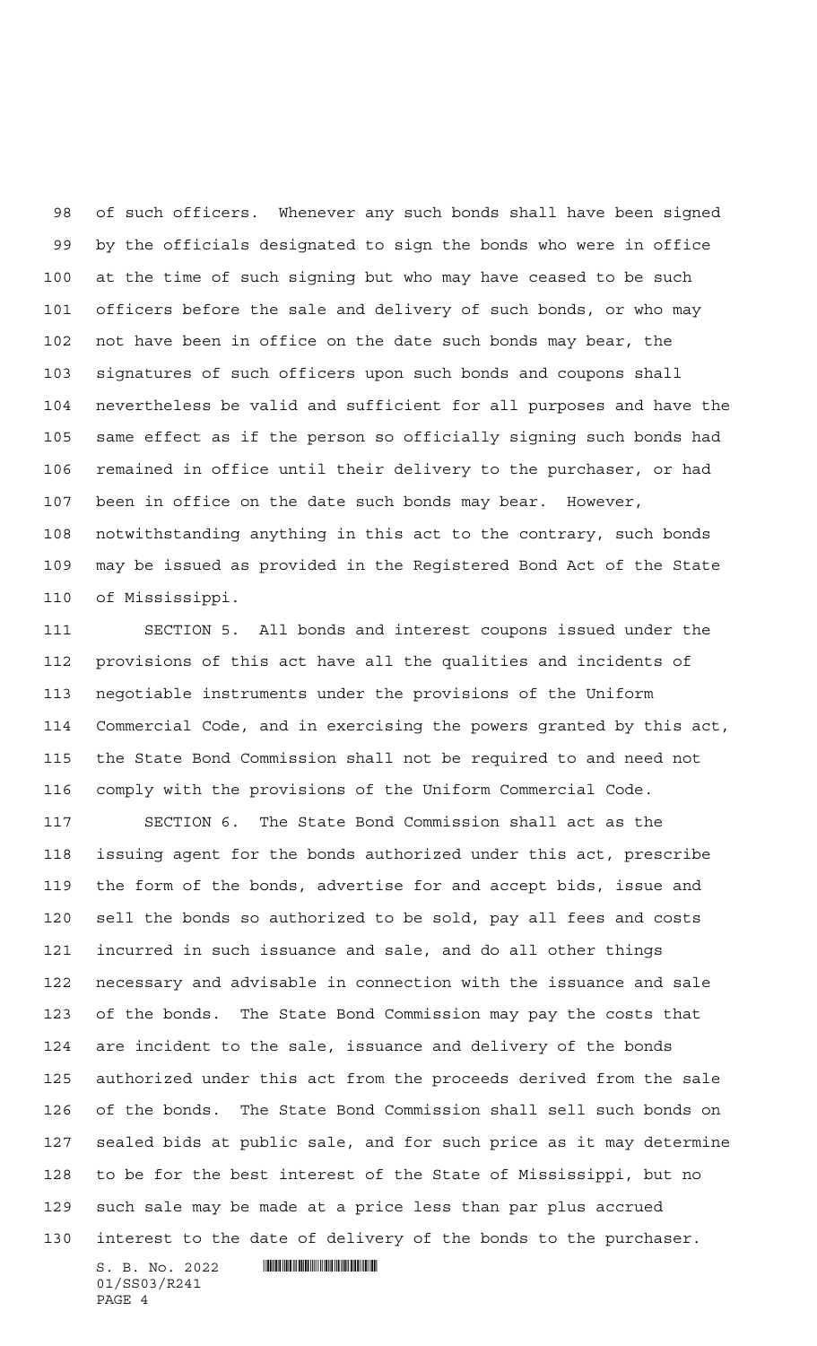of such officers. Whenever any such bonds shall have been signed by the officials designated to sign the bonds who were in office at the time of such signing but who may have ceased to be such officers before the sale and delivery of such bonds, or who may not have been in office on the date such bonds may bear, the signatures of such officers upon such bonds and coupons shall nevertheless be valid and sufficient for all purposes and have the same effect as if the person so officially signing such bonds had remained in office until their delivery to the purchaser, or had been in office on the date such bonds may bear. However, notwithstanding anything in this act to the contrary, such bonds may be issued as provided in the Registered Bond Act of the State of Mississippi.

SECTION 5. All bonds and interest coupons issued under the provisions of this act have all the qualities and incidents of negotiable instruments under the provisions of the Uniform Commercial Code, and in exercising the powers granted by this act, the State Bond Commission shall not be required to and need not comply with the provisions of the Uniform Commercial Code.

SECTION 6. The State Bond Commission shall act as the issuing agent for the bonds authorized under this act, prescribe the form of the bonds, advertise for and accept bids, issue and sell the bonds so authorized to be sold, pay all fees and costs incurred in such issuance and sale, and do all other things necessary and advisable in connection with the issuance and sale of the bonds. The State Bond Commission may pay the costs that are incident to the sale, issuance and delivery of the bonds authorized under this act from the proceeds derived from the sale of the bonds. The State Bond Commission shall sell such bonds on sealed bids at public sale, and for such price as it may determine to be for the best interest of the State of Mississippi, but no such sale may be made at a price less than par plus accrued interest to the date of delivery of the bonds to the purchaser.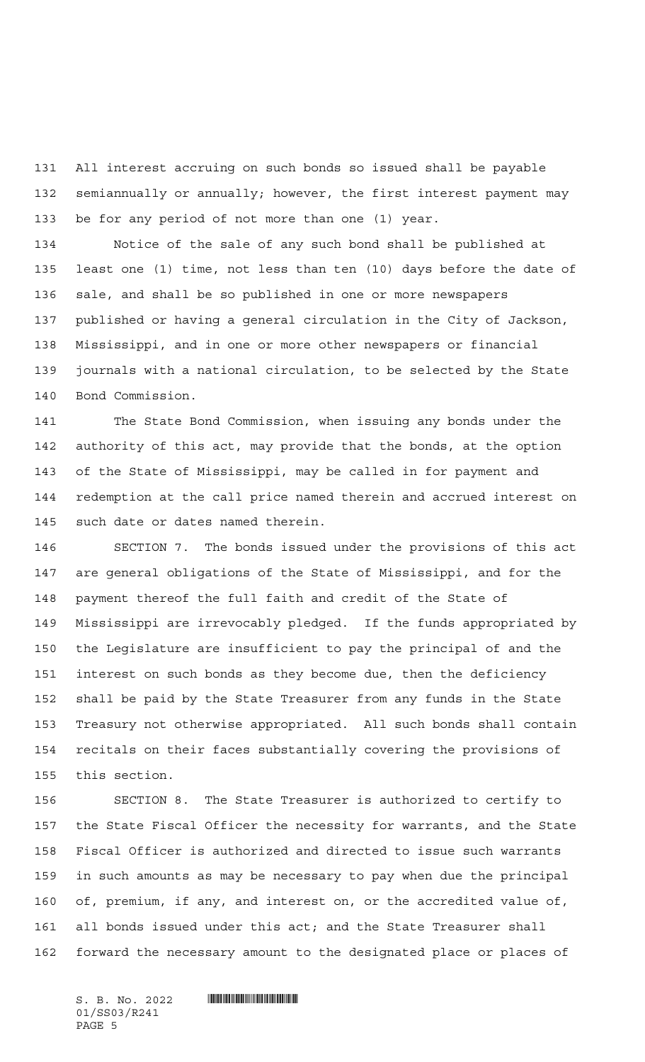All interest accruing on such bonds so issued shall be payable semiannually or annually; however, the first interest payment may be for any period of not more than one (1) year.

Notice of the sale of any such bond shall be published at least one (1) time, not less than ten (10) days before the date of sale, and shall be so published in one or more newspapers published or having a general circulation in the City of Jackson, Mississippi, and in one or more other newspapers or financial journals with a national circulation, to be selected by the State Bond Commission.

The State Bond Commission, when issuing any bonds under the authority of this act, may provide that the bonds, at the option of the State of Mississippi, may be called in for payment and redemption at the call price named therein and accrued interest on such date or dates named therein.

SECTION 7. The bonds issued under the provisions of this act are general obligations of the State of Mississippi, and for the payment thereof the full faith and credit of the State of Mississippi are irrevocably pledged. If the funds appropriated by the Legislature are insufficient to pay the principal of and the interest on such bonds as they become due, then the deficiency shall be paid by the State Treasurer from any funds in the State Treasury not otherwise appropriated. All such bonds shall contain recitals on their faces substantially covering the provisions of this section.

SECTION 8. The State Treasurer is authorized to certify to the State Fiscal Officer the necessity for warrants, and the State Fiscal Officer is authorized and directed to issue such warrants in such amounts as may be necessary to pay when due the principal of, premium, if any, and interest on, or the accredited value of, all bonds issued under this act; and the State Treasurer shall forward the necessary amount to the designated place or places of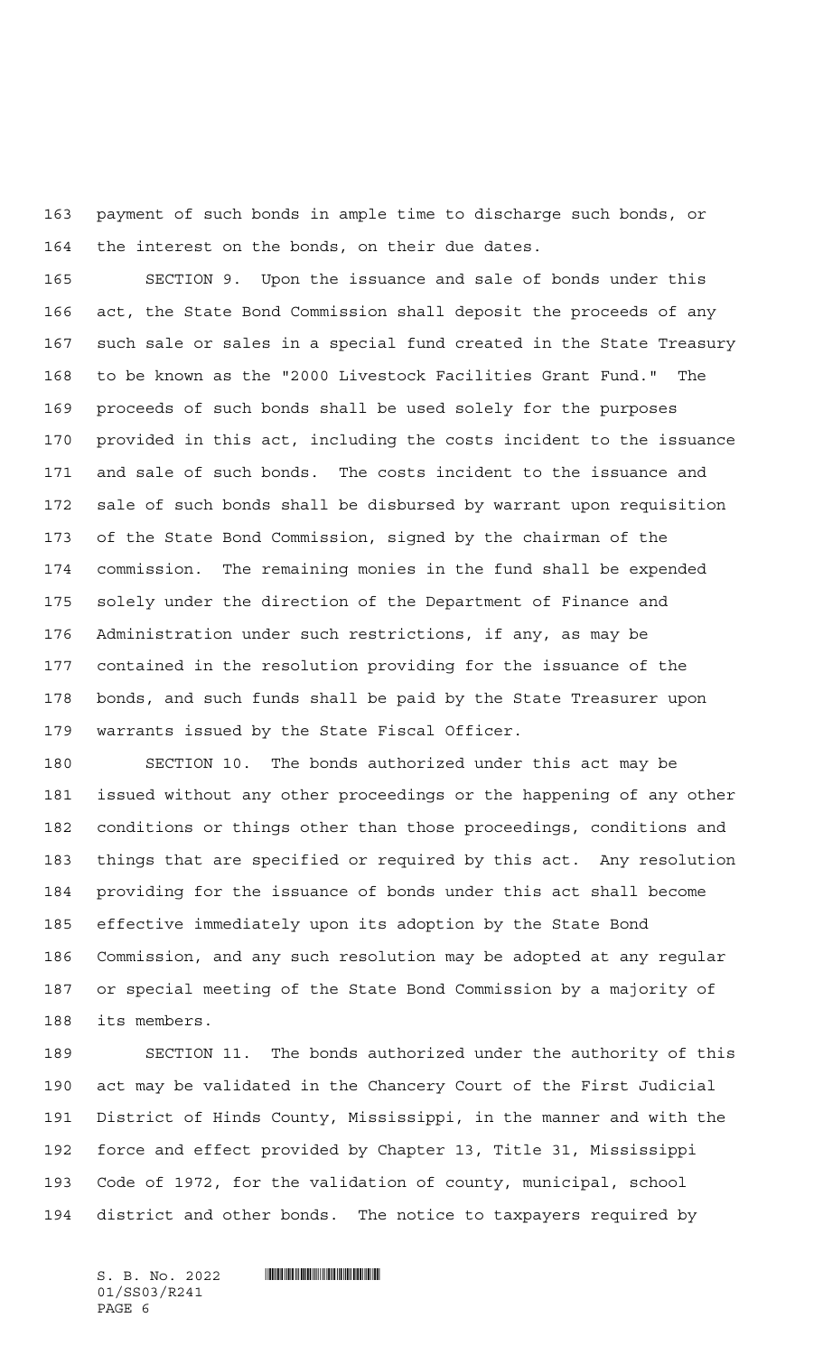payment of such bonds in ample time to discharge such bonds, or the interest on the bonds, on their due dates.

SECTION 9. Upon the issuance and sale of bonds under this act, the State Bond Commission shall deposit the proceeds of any such sale or sales in a special fund created in the State Treasury to be known as the "2000 Livestock Facilities Grant Fund." The proceeds of such bonds shall be used solely for the purposes provided in this act, including the costs incident to the issuance and sale of such bonds. The costs incident to the issuance and sale of such bonds shall be disbursed by warrant upon requisition of the State Bond Commission, signed by the chairman of the commission. The remaining monies in the fund shall be expended solely under the direction of the Department of Finance and Administration under such restrictions, if any, as may be contained in the resolution providing for the issuance of the bonds, and such funds shall be paid by the State Treasurer upon warrants issued by the State Fiscal Officer.

SECTION 10. The bonds authorized under this act may be issued without any other proceedings or the happening of any other conditions or things other than those proceedings, conditions and things that are specified or required by this act. Any resolution providing for the issuance of bonds under this act shall become effective immediately upon its adoption by the State Bond Commission, and any such resolution may be adopted at any regular or special meeting of the State Bond Commission by a majority of its members.

SECTION 11. The bonds authorized under the authority of this act may be validated in the Chancery Court of the First Judicial District of Hinds County, Mississippi, in the manner and with the force and effect provided by Chapter 13, Title 31, Mississippi Code of 1972, for the validation of county, municipal, school district and other bonds. The notice to taxpayers required by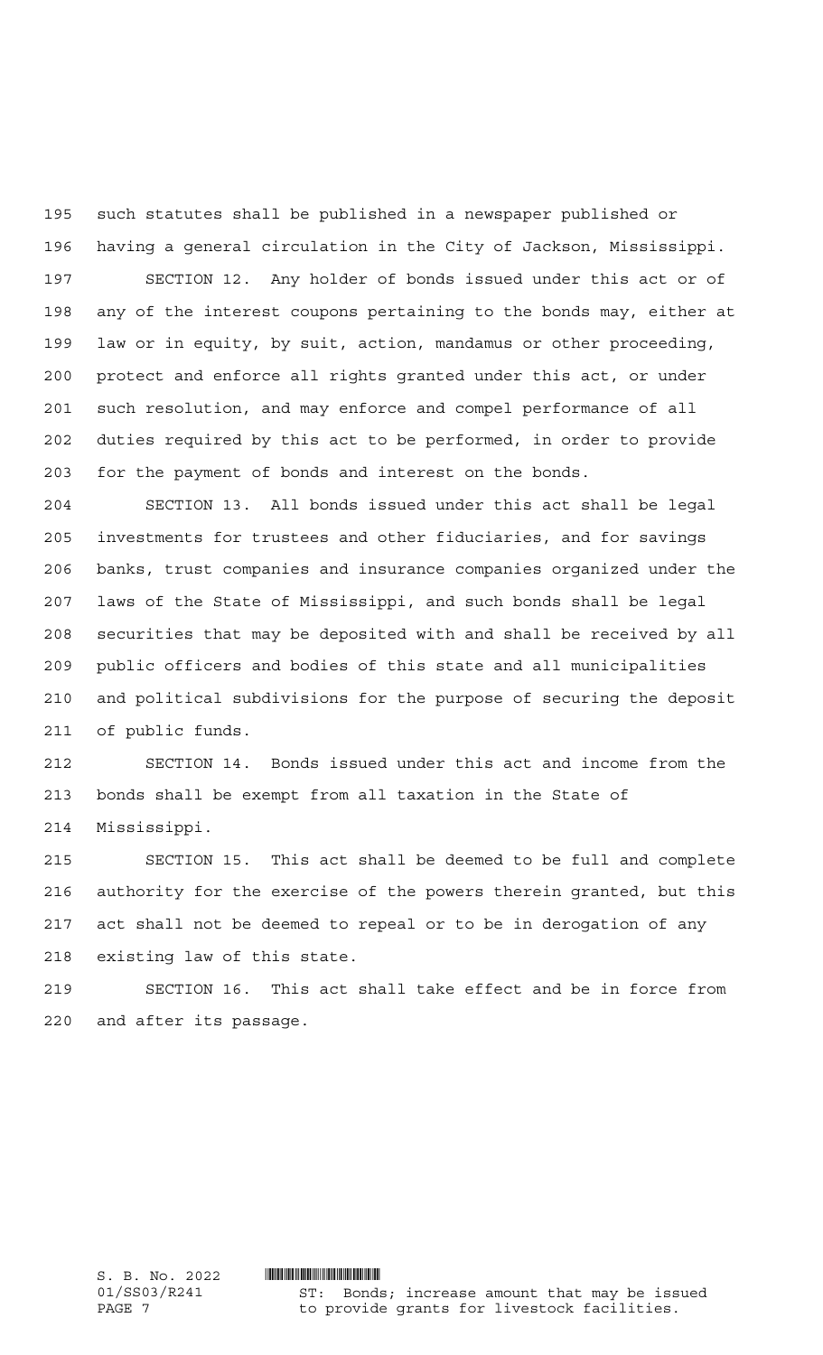such statutes shall be published in a newspaper published or having a general circulation in the City of Jackson, Mississippi.

SECTION 12. Any holder of bonds issued under this act or of any of the interest coupons pertaining to the bonds may, either at law or in equity, by suit, action, mandamus or other proceeding, protect and enforce all rights granted under this act, or under such resolution, and may enforce and compel performance of all duties required by this act to be performed, in order to provide for the payment of bonds and interest on the bonds.

SECTION 13. All bonds issued under this act shall be legal investments for trustees and other fiduciaries, and for savings banks, trust companies and insurance companies organized under the laws of the State of Mississippi, and such bonds shall be legal securities that may be deposited with and shall be received by all public officers and bodies of this state and all municipalities and political subdivisions for the purpose of securing the deposit of public funds.

SECTION 14. Bonds issued under this act and income from the bonds shall be exempt from all taxation in the State of Mississippi.

SECTION 15. This act shall be deemed to be full and complete authority for the exercise of the powers therein granted, but this act shall not be deemed to repeal or to be in derogation of any existing law of this state.

SECTION 16. This act shall take effect and be in force from and after its passage.

ST: Bonds; increase amount that may be issued to provide grants for livestock facilities.